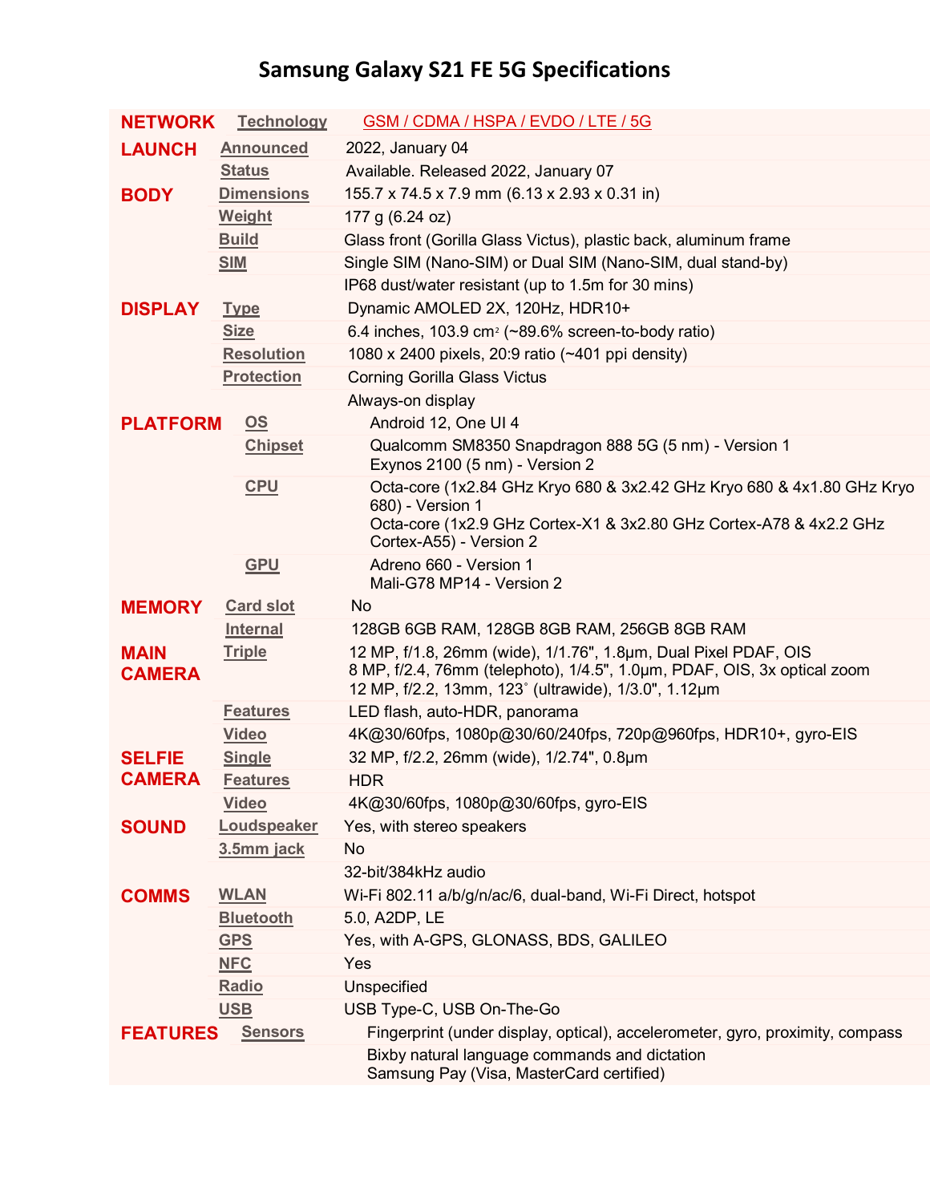# Samsung Galaxy S21 FE 5G Specifications

| | | |
|---|---|---|
| **NETWORK** | Technology | GSM / CDMA / HSPA / EVDO / LTE / 5G |
| **LAUNCH** | Announced | 2022, January 04 |
| | Status | Available. Released 2022, January 07 |
| **BODY** | Dimensions | 155.7 x 74.5 x 7.9 mm (6.13 x 2.93 x 0.31 in) |
| | Weight | 177 g (6.24 oz) |
| | Build | Glass front (Gorilla Glass Victus), plastic back, aluminum frame |
| | SIM | Single SIM (Nano-SIM) or Dual SIM (Nano-SIM, dual stand-by) |
| | | IP68 dust/water resistant (up to 1.5m for 30 mins) |
| **DISPLAY** | Type | Dynamic AMOLED 2X, 120Hz, HDR10+ |
| | Size | 6.4 inches, 103.9 cm$^2$ (~89.6% screen-to-body ratio) |
| | Resolution | 1080 x 2400 pixels, 20:9 ratio (~401 ppi density) |
| | Protection | Corning Gorilla Glass Victus |
| | | Always-on display |
| **PLATFORM** | OS | Android 12, One UI 4 |
| | Chipset | Qualcomm SM8350 Snapdragon 888 5G (5 nm) - Version 1<br>Exynos 2100 (5 nm) - Version 2 |
| | CPU | Octa-core (1x2.84 GHz Kryo 680 & 3x2.42 GHz Kryo 680 & 4x1.80 GHz Kryo 680) - Version 1<br>Octa-core (1x2.9 GHz Cortex-X1 & 3x2.80 GHz Cortex-A78 & 4x2.2 GHz Cortex-A55) - Version 2 |
| | GPU | Adreno 660 - Version 1<br>Mali-G78 MP14 - Version 2 |
| **MEMORY** | Card slot | No |
| | Internal | 128GB 6GB RAM, 128GB 8GB RAM, 256GB 8GB RAM |
| **MAIN CAMERA** | Triple | 12 MP, f/1.8, 26mm (wide), 1/1.76", 1.8µm, Dual Pixel PDAF, OIS<br>8 MP, f/2.4, 76mm (telephoto), 1/4.5", 1.0µm, PDAF, OIS, 3x optical zoom<br>12 MP, f/2.2, 13mm, 123˚ (ultrawide), 1/3.0", 1.12µm |
| | Features | LED flash, auto-HDR, panorama |
| | Video | 4K@30/60fps, 1080p@30/60/240fps, 720p@960fps, HDR10+, gyro-EIS |
| **SELFIE CAMERA** | Single | 32 MP, f/2.2, 26mm (wide), 1/2.74", 0.8µm |
| | Features | HDR |
| | Video | 4K@30/60fps, 1080p@30/60fps, gyro-EIS |
| **SOUND** | Loudspeaker | Yes, with stereo speakers |
| | 3.5mm jack | No |
| | | 32-bit/384kHz audio |
| **COMMS** | WLAN | Wi-Fi 802.11 a/b/g/n/ac/6, dual-band, Wi-Fi Direct, hotspot |
| | Bluetooth | 5.0, A2DP, LE |
| | GPS | Yes, with A-GPS, GLONASS, BDS, GALILEO |
| | NFC | Yes |
| | Radio | Unspecified |
| | USB | USB Type-C, USB On-The-Go |
| **FEATURES** | Sensors | Fingerprint (under display, optical), accelerometer, gyro, proximity, compass |
| | | Bixby natural language commands and dictation<br>Samsung Pay (Visa, MasterCard certified) |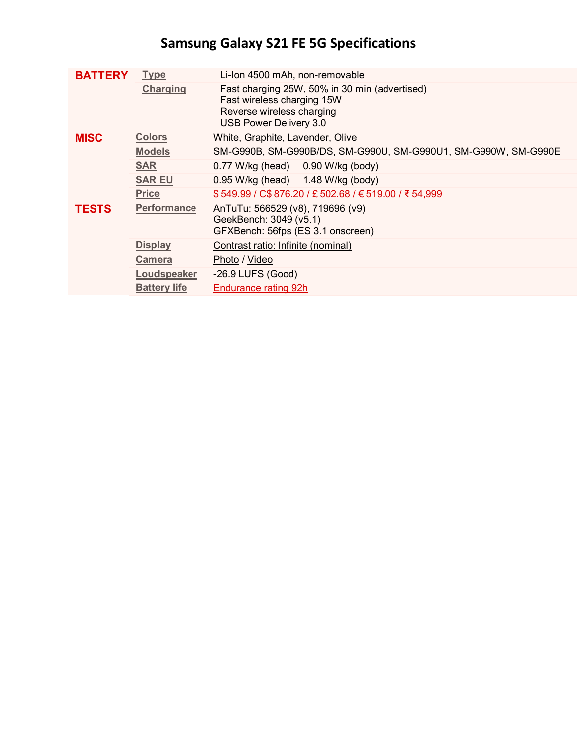# Samsung Galaxy S21 FE 5G Specifications

| | | |
|---|---|---|
| **BATTERY** | **Type** | Li-Ion 4500 mAh, non-removable |
| | **Charging** | Fast charging 25W, 50% in 30 min (advertised)<br>Fast wireless charging 15W<br>Reverse wireless charging<br>USB Power Delivery 3.0 |
| **MISC** | **Colors** | White, Graphite, Lavender, Olive |
| | **Models** | SM-G990B, SM-G990B/DS, SM-G990U, SM-G990U1, SM-G990W, SM-G990E |
| | **SAR** | 0.77 W/kg (head) 0.90 W/kg (body) |
| | **SAR EU** | 0.95 W/kg (head) 1.48 W/kg (body) |
| | **Price** | $ 549.99 / C$ 876.20 / £ 502.68 / € 519.00 / ₹ 54,999 |
| **TESTS** | **Performance** | AnTuTu: 566529 (v8), 719696 (v9)<br>GeekBench: 3049 (v5.1)<br>GFXBench: 56fps (ES 3.1 onscreen) |
| | **Display** | Contrast ratio: Infinite (nominal) |
| | **Camera** | Photo / Video |
| | **Loudspeaker** | -26.9 LUFS (Good) |
| | **Battery life** | Endurance rating 92h |